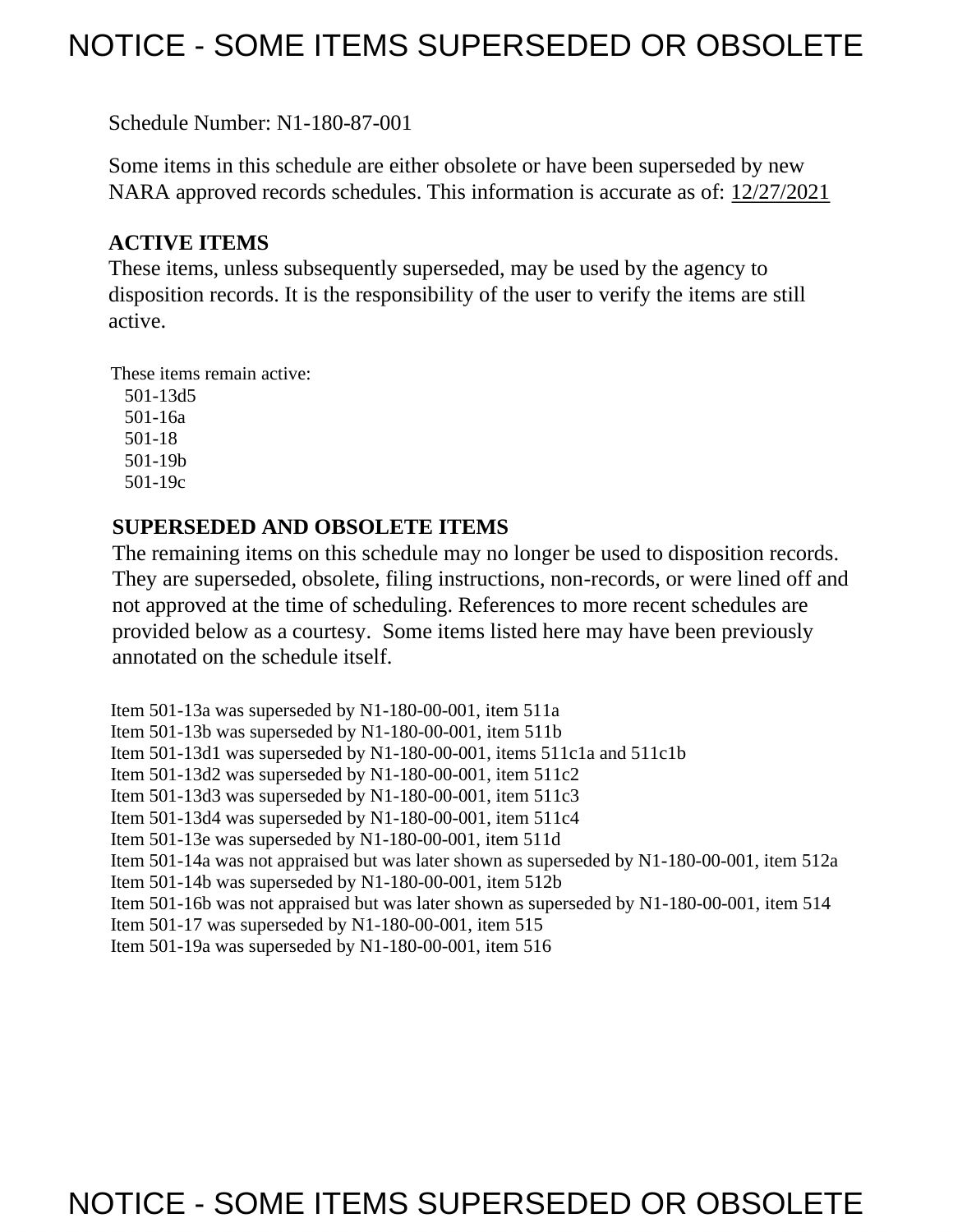# NOTICE - SOME ITEMS SUPERSEDED OR OBSOLETE

Schedule Number: N1-180-87-001

Some items in this schedule are either obsolete or have been superseded by new NARA approved records schedules. This information is accurate as of: 12/27/2021

**ACTIVE ITEMS**

These items, unless subsequently superseded, may be used by the agency to disposition records. It is the responsibility of the user to verify the items are still active.

These items remain active:

- 501-13d5
- 501-16a
- 501-18
- 501-19b
- 501-19c

**SUPERSEDED AND OBSOLETE ITEMS**

The remaining items on this schedule may no longer be used to disposition records. They are superseded, obsolete, filing instructions, non-records, or were lined off and not approved at the time of scheduling. References to more recent schedules are provided below as a courtesy. Some items listed here may have been previously annotated on the schedule itself.

Item 501-13a was superseded by N1-180-00-001, item 511a
Item 501-13b was superseded by N1-180-00-001, item 511b
Item 501-13d1 was superseded by N1-180-00-001, items 511c1a and 511c1b
Item 501-13d2 was superseded by N1-180-00-001, item 511c2
Item 501-13d3 was superseded by N1-180-00-001, item 511c3
Item 501-13d4 was superseded by N1-180-00-001, item 511c4
Item 501-13e was superseded by N1-180-00-001, item 511d
Item 501-14a was not appraised but was later shown as superseded by N1-180-00-001, item 512a
Item 501-14b was superseded by N1-180-00-001, item 512b
Item 501-16b was not appraised but was later shown as superseded by N1-180-00-001, item 514
Item 501-17 was superseded by N1-180-00-001, item 515
Item 501-19a was superseded by N1-180-00-001, item 516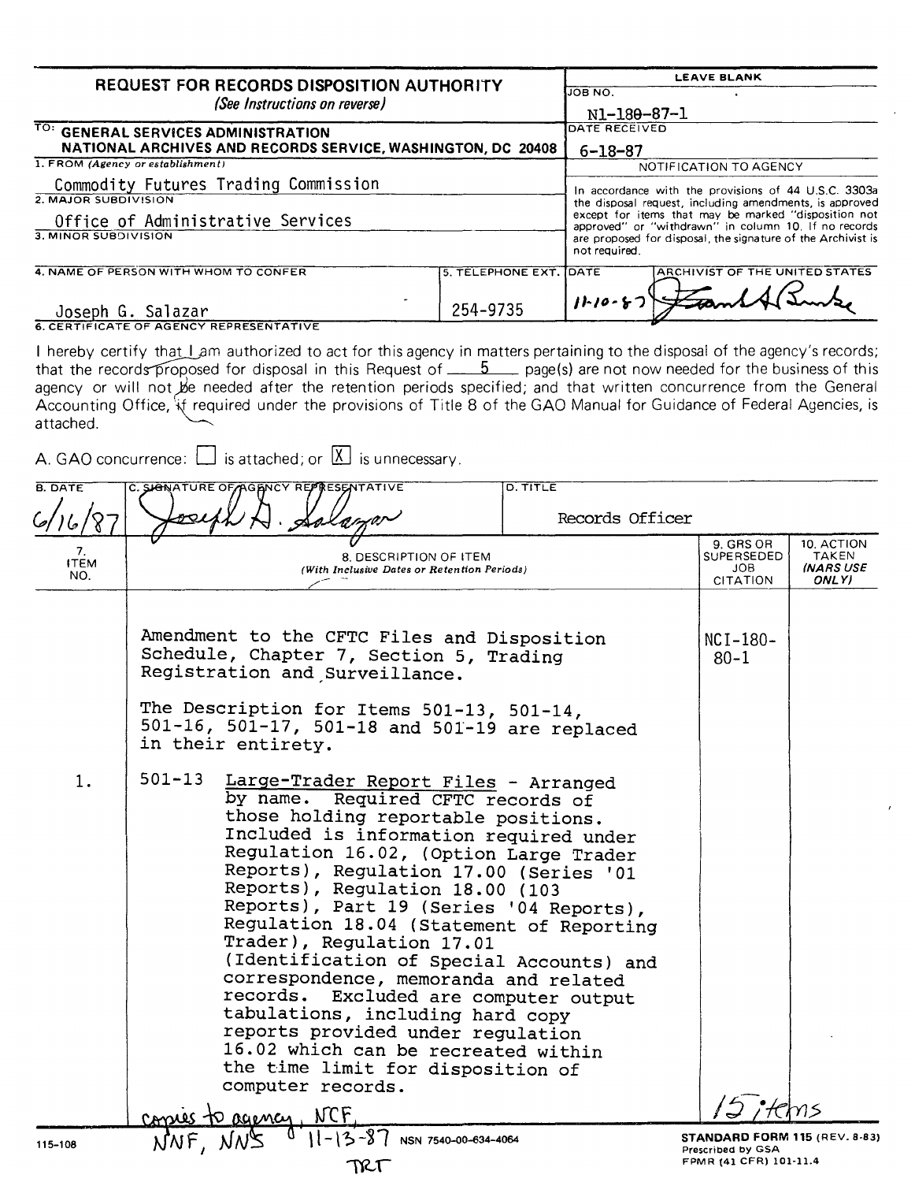# REQUEST FOR RECORDS DISPOSITION AUTHORITY

*(See Instructions on reverse)*

**TO:** GENERAL SERVICES ADMINISTRATION
NATIONAL ARCHIVES AND RECORDS SERVICE, WASHINGTON, DC 20408

**LEAVE BLANK**

JOB NO.: N1-180-87-1

DATE RECEIVED: 6-18-87

**NOTIFICATION TO AGENCY**

In accordance with the provisions of 44 U.S.C. 3303a the disposal request, including amendments, is approved except for items that may be marked "disposition not approved" or "withdrawn" in column 10. If no records are proposed for disposal, the signature of the Archivist is not required.

1. FROM *(Agency or establishment)*: Commodity Futures Trading Commission
2. MAJOR SUBDIVISION: Office of Administrative Services
3. MINOR SUBDIVISION:
4. NAME OF PERSON WITH WHOM TO CONFER: Joseph G. Salazar
5. TELEPHONE EXT.: 254-9735

DATE: 11-10-87 — ARCHIVIST OF THE UNITED STATES: [signature]

6. CERTIFICATE OF AGENCY REPRESENTATIVE

I hereby certify that I am authorized to act for this agency in matters pertaining to the disposal of the agency's records; that the records proposed for disposal in this Request of 5 page(s) are not now needed for the business of this agency or will not be needed after the retention periods specified; and that written concurrence from the General Accounting Office, if required under the provisions of Title 8 of the GAO Manual for Guidance of Federal Agencies, is attached.

A. GAO concurrence: ☐ is attached; or ☒ is unnecessary.

| B. DATE | C. SIGNATURE OF AGENCY REPRESENTATIVE | D. TITLE |
|---|---|---|
| 6/16/87 | [signature: Joseph G. Salazar] | Records Officer |

| 7. ITEM NO. | 8. DESCRIPTION OF ITEM *(With Inclusive Dates or Retention Periods)* | 9. GRS OR SUPERSEDED JOB CITATION | 10. ACTION TAKEN *(NARS USE ONLY)* |
|---|---|---|---|
| | Amendment to the CFTC Files and Disposition Schedule, Chapter 7, Section 5, Trading Registration and Surveillance. | NCI-180-80-1 | |
| | The Description for Items 501-13, 501-14, 501-16, 501-17, 501-18 and 501-19 are replaced in their entirety. | | |
| 1. | 501-13 Large-Trader Report Files - Arranged by name. Required CFTC records of those holding reportable positions. Included is information required under Regulation 16.02, (Option Large Trader Reports), Regulation 17.00 (Series '01 Reports), Regulation 18.00 (103 Reports), Part 19 (Series '04 Reports), Regulation 18.04 (Statement of Reporting Trader), Regulation 17.01 (Identification of Special Accounts) and correspondence, memoranda and related records. Excluded are computer output tabulations, including hard copy reports provided under regulation 16.02 which can be recreated within the time limit for disposition of computer records. | | |

15 items

copies to agency, NCF, NNF, NNS 11-13-87 TRT

115-108 NSN 7540-00-634-4064

STANDARD FORM 115 (REV. 8-83)
Prescribed by GSA
FPMR (41 CFR) 101-11.4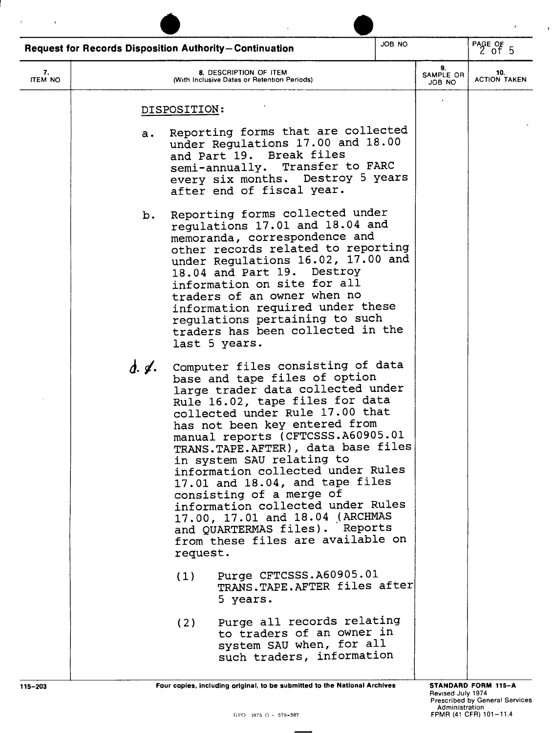**Request for Records Disposition Authority—Continuation**

| 7. ITEM NO | 8. DESCRIPTION OF ITEM (With Inclusive Dates or Retention Periods) | 9. SAMPLE OR JOB NO | 10. ACTION TAKEN |
|---|---|---|---|

DISPOSITION:

a. Reporting forms that are collected under Regulations 17.00 and 18.00 and Part 19. Break files semi-annually. Transfer to FARC every six months. Destroy 5 years after end of fiscal year.

b. Reporting forms collected under regulations 17.01 and 18.04 and memoranda, correspondence and other records related to reporting under Regulations 16.02, 17.00 and 18.04 and Part 19. Destroy information on site for all traders of an owner when no information required under these regulations pertaining to such traders has been collected in the last 5 years.

d. ~~c~~. Computer files consisting of data base and tape files of option large trader data collected under Rule 16.02, tape files for data collected under Rule 17.00 that has not been key entered from manual reports (CFTCSSS.A60905.01 TRANS.TAPE.AFTER), data base files in system SAU relating to information collected under Rules 17.01 and 18.04, and tape files consisting of a merge of information collected under Rules 17.00, 17.01 and 18.04 (ARCHMAS and QUARTERMAS files). Reports from these files are available on request.

(1) Purge CFTCSSS.A60905.01 TRANS.TAPE.AFTER files after 5 years.

(2) Purge all records relating to traders of an owner in system SAU when, for all such traders, information

115-203 — Four copies, including original, to be submitted to the National Archives — STANDARD FORM 115-A Revised July 1974 Prescribed by General Services Administration FPMR (41 CFR) 101-11.4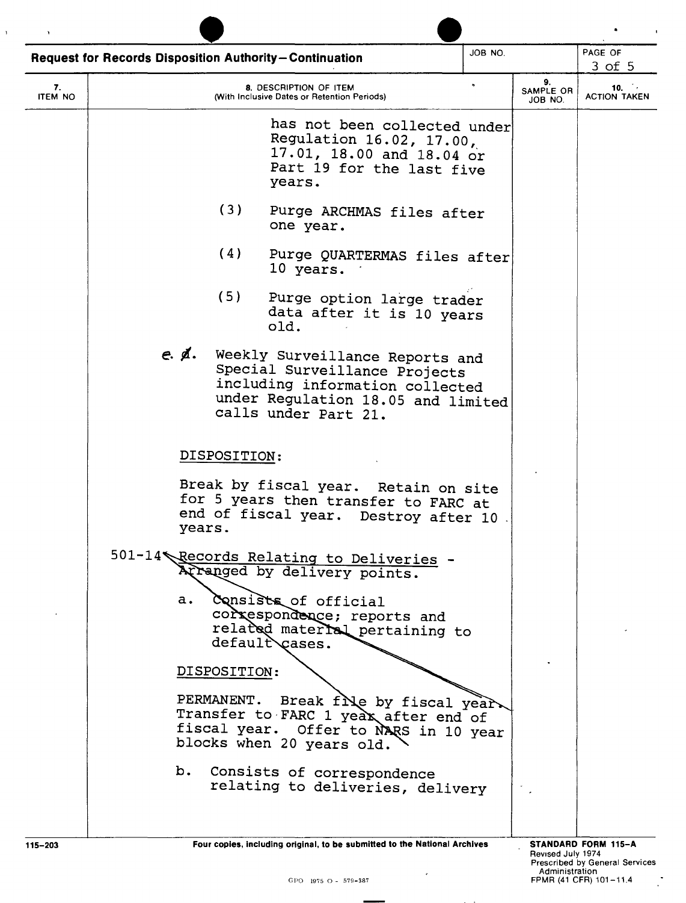**Request for Records Disposition Authority—Continuation**

| 7. ITEM NO | 8. DESCRIPTION OF ITEM (With Inclusive Dates or Retention Periods) | 9. SAMPLE OR JOB NO. | 10. ACTION TAKEN |
|---|---|---|---|

has not been collected under Regulation 16.02, 17.00, 17.01, 18.00 and 18.04 or Part 19 for the last five years.

(3) Purge ARCHMAS files after one year.

(4) Purge QUARTERMAS files after 10 years.

(5) Purge option large trader data after it is 10 years old.

e. ~~d~~. Weekly Surveillance Reports and Special Surveillance Projects including information collected under Regulation 18.05 and limited calls under Part 21.

DISPOSITION:

Break by fiscal year. Retain on site for 5 years then transfer to FARC at end of fiscal year. Destroy after 10 years.

501-14 ~~Records Relating to Deliveries - Arranged by delivery points.~~

~~a. Consists of official correspondence; reports and related material pertaining to default cases.~~

~~DISPOSITION:~~

~~PERMANENT. Break file by fiscal year. Transfer to FARC 1 year after end of fiscal year. Offer to NARS in 10 year blocks when 20 years old.~~

b. Consists of correspondence relating to deliveries, delivery

115-203 — Four copies, including original, to be submitted to the National Archives — STANDARD FORM 115-A, Revised July 1974, Prescribed by General Services Administration, FPMR (41 CFR) 101-11.4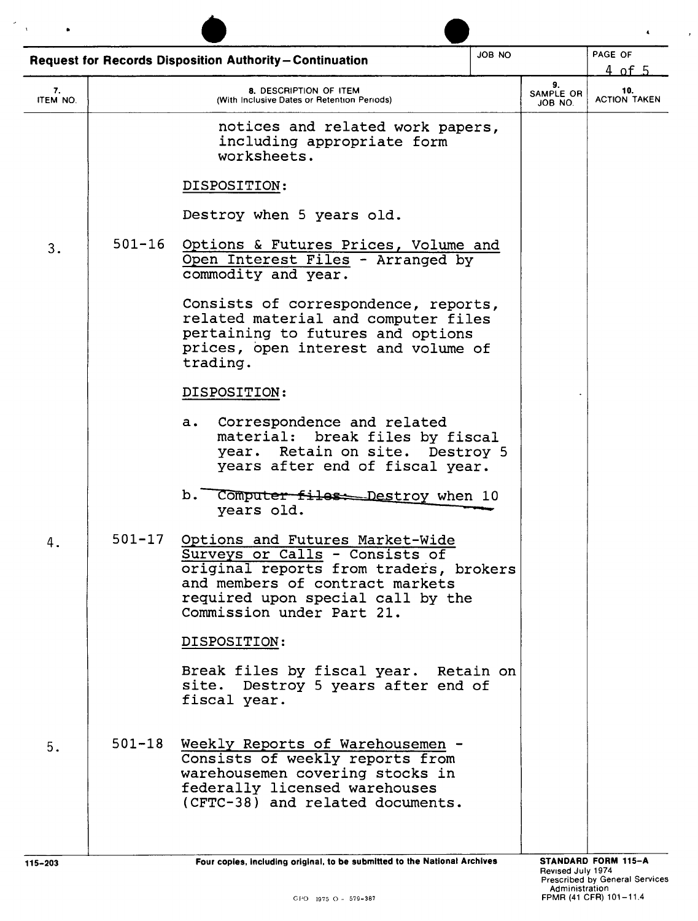**Request for Records Disposition Authority – Continuation**

| 7. ITEM NO. | 8. DESCRIPTION OF ITEM (With Inclusive Dates or Retention Periods) | 9. SAMPLE OR JOB NO. | 10. ACTION TAKEN |
|---|---|---|---|
| | notices and related work papers, including appropriate form worksheets.<br><br>DISPOSITION:<br><br>Destroy when 5 years old. | | |
| 3. | 501-16 Options & Futures Prices, Volume and Open Interest Files - Arranged by commodity and year.<br><br>Consists of correspondence, reports, related material and computer files pertaining to futures and options prices, open interest and volume of trading.<br><br>DISPOSITION:<br><br>a. Correspondence and related material: break files by fiscal year. Retain on site. Destroy 5 years after end of fiscal year.<br><br>b. ~~Computer files: Destroy when 10 years old.~~ | | |
| 4. | 501-17 Options and Futures Market-Wide Surveys or Calls - Consists of original reports from traders, brokers and members of contract markets required upon special call by the Commission under Part 21.<br><br>DISPOSITION:<br><br>Break files by fiscal year. Retain on site. Destroy 5 years after end of fiscal year. | | |
| 5. | 501-18 Weekly Reports of Warehousemen - Consists of weekly reports from warehousemen covering stocks in federally licensed warehouses (CFTC-38) and related documents. | | |

115-203

Four copies, including original, to be submitted to the National Archives

STANDARD FORM 115-A
Revised July 1974
Prescribed by General Services Administration
FPMR (41 CFR) 101-11.4

GPO 1975 O - 579-387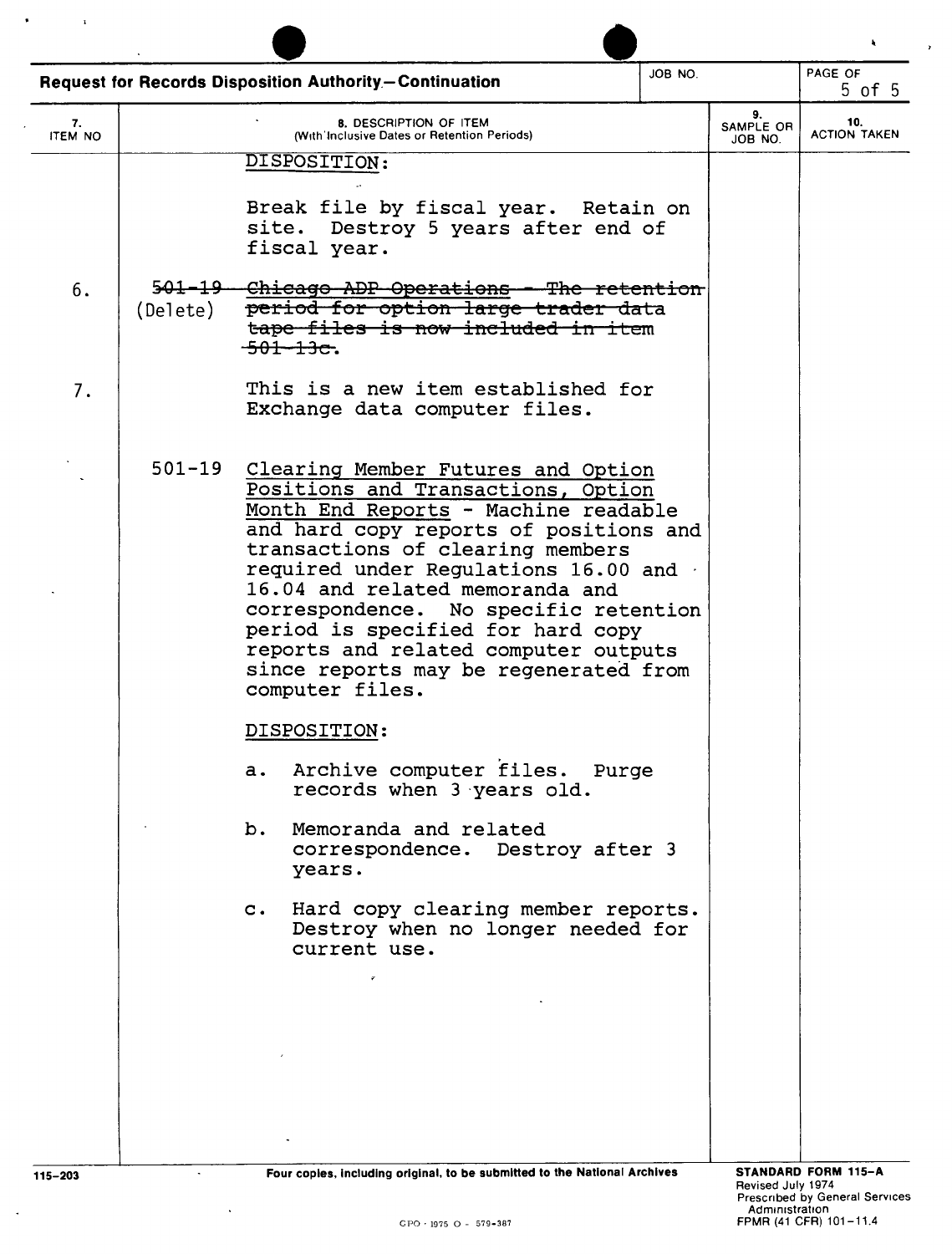**Request for Records Disposition Authority—Continuation**

| 7. ITEM NO | 8. DESCRIPTION OF ITEM (With Inclusive Dates or Retention Periods) | 9. SAMPLE OR JOB NO. | 10. ACTION TAKEN |
|---|---|---|---|
| | DISPOSITION: <br><br> Break file by fiscal year. Retain on site. Destroy 5 years after end of fiscal year. | | |
| 6. | ~~501-19 Chicago ADP Operations - The retention period for option large trader data tape files is now included in item 501-13c.~~ (Delete) | | |
| 7. | This is a new item established for Exchange data computer files. <br><br> 501-19 Clearing Member Futures and Option Positions and Transactions, Option Month End Reports - Machine readable and hard copy reports of positions and transactions of clearing members required under Regulations 16.00 and 16.04 and related memoranda and correspondence. No specific retention period is specified for hard copy reports and related computer outputs since reports may be regenerated from computer files. <br><br> DISPOSITION: <br><br> a. Archive computer files. Purge records when 3 years old. <br><br> b. Memoranda and related correspondence. Destroy after 3 years. <br><br> c. Hard copy clearing member reports. Destroy when no longer needed for current use. | | |

115-203

Four copies, including original, to be submitted to the National Archives

STANDARD FORM 115-A
Revised July 1974
Prescribed by General Services Administration
FPMR (41 CFR) 101-11.4